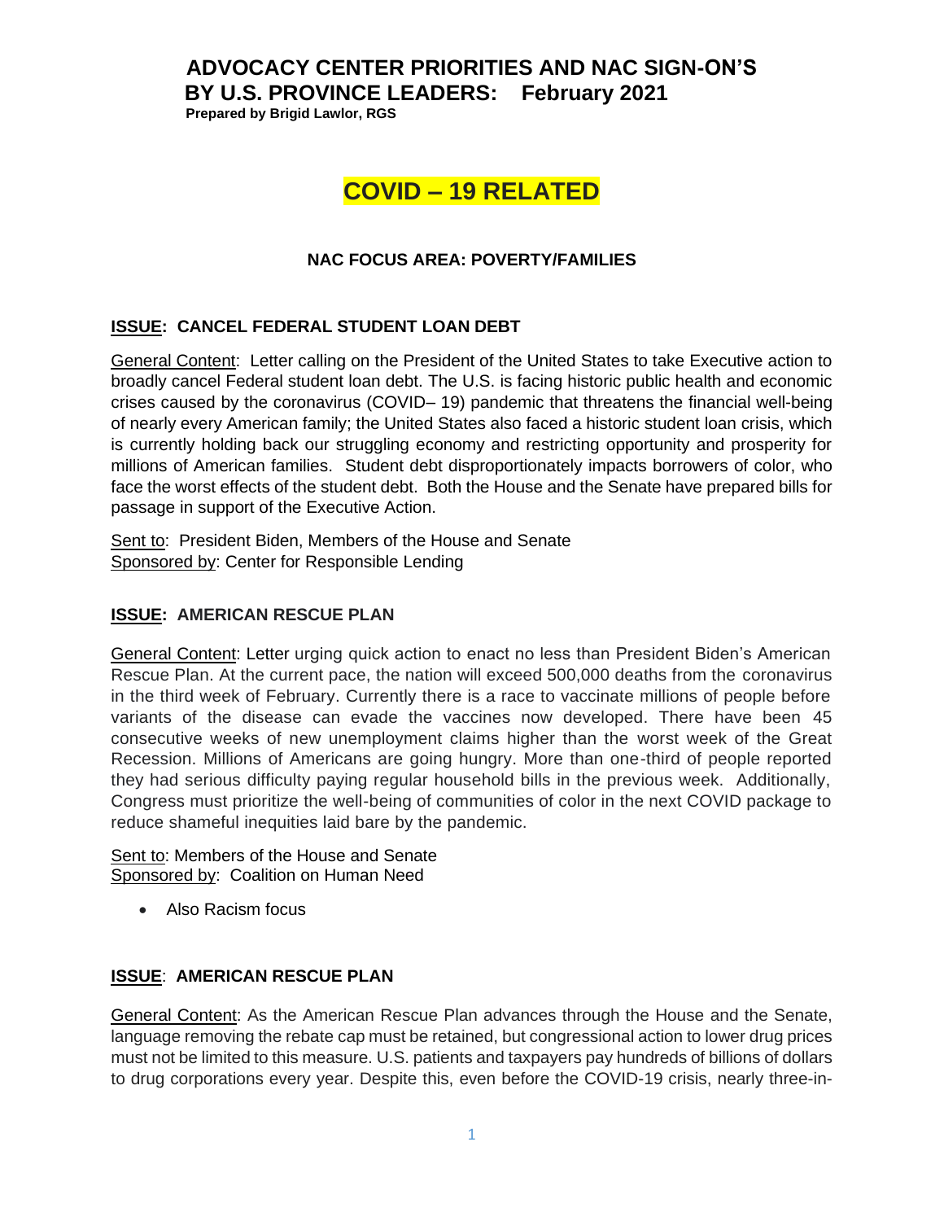# ADVOCACY CENTER PRIORITIES AND NAC SIGN-ON'S BY U.S. PROVINCE LEADERS: February 2021

**Prepared by Brigid Lawlor, RGS**

## COVID – 19 RELATED

### NAC FOCUS AREA: POVERTY/FAMILIES

**ISSUE: CANCEL FEDERAL STUDENT LOAN DEBT**

General Content: Letter calling on the President of the United States to take Executive action to broadly cancel Federal student loan debt. The U.S. is facing historic public health and economic crises caused by the coronavirus (COVID– 19) pandemic that threatens the financial well-being of nearly every American family; the United States also faced a historic student loan crisis, which is currently holding back our struggling economy and restricting opportunity and prosperity for millions of American families. Student debt disproportionately impacts borrowers of color, who face the worst effects of the student debt. Both the House and the Senate have prepared bills for passage in support of the Executive Action.

Sent to: President Biden, Members of the House and Senate
Sponsored by: Center for Responsible Lending

**ISSUE: AMERICAN RESCUE PLAN**

General Content: Letter urging quick action to enact no less than President Biden's American Rescue Plan. At the current pace, the nation will exceed 500,000 deaths from the coronavirus in the third week of February. Currently there is a race to vaccinate millions of people before variants of the disease can evade the vaccines now developed. There have been 45 consecutive weeks of new unemployment claims higher than the worst week of the Great Recession. Millions of Americans are going hungry. More than one-third of people reported they had serious difficulty paying regular household bills in the previous week. Additionally, Congress must prioritize the well-being of communities of color in the next COVID package to reduce shameful inequities laid bare by the pandemic.

Sent to: Members of the House and Senate
Sponsored by: Coalition on Human Need

- Also Racism focus

**ISSUE: AMERICAN RESCUE PLAN**

General Content: As the American Rescue Plan advances through the House and the Senate, language removing the rebate cap must be retained, but congressional action to lower drug prices must not be limited to this measure. U.S. patients and taxpayers pay hundreds of billions of dollars to drug corporations every year. Despite this, even before the COVID-19 crisis, nearly three-in-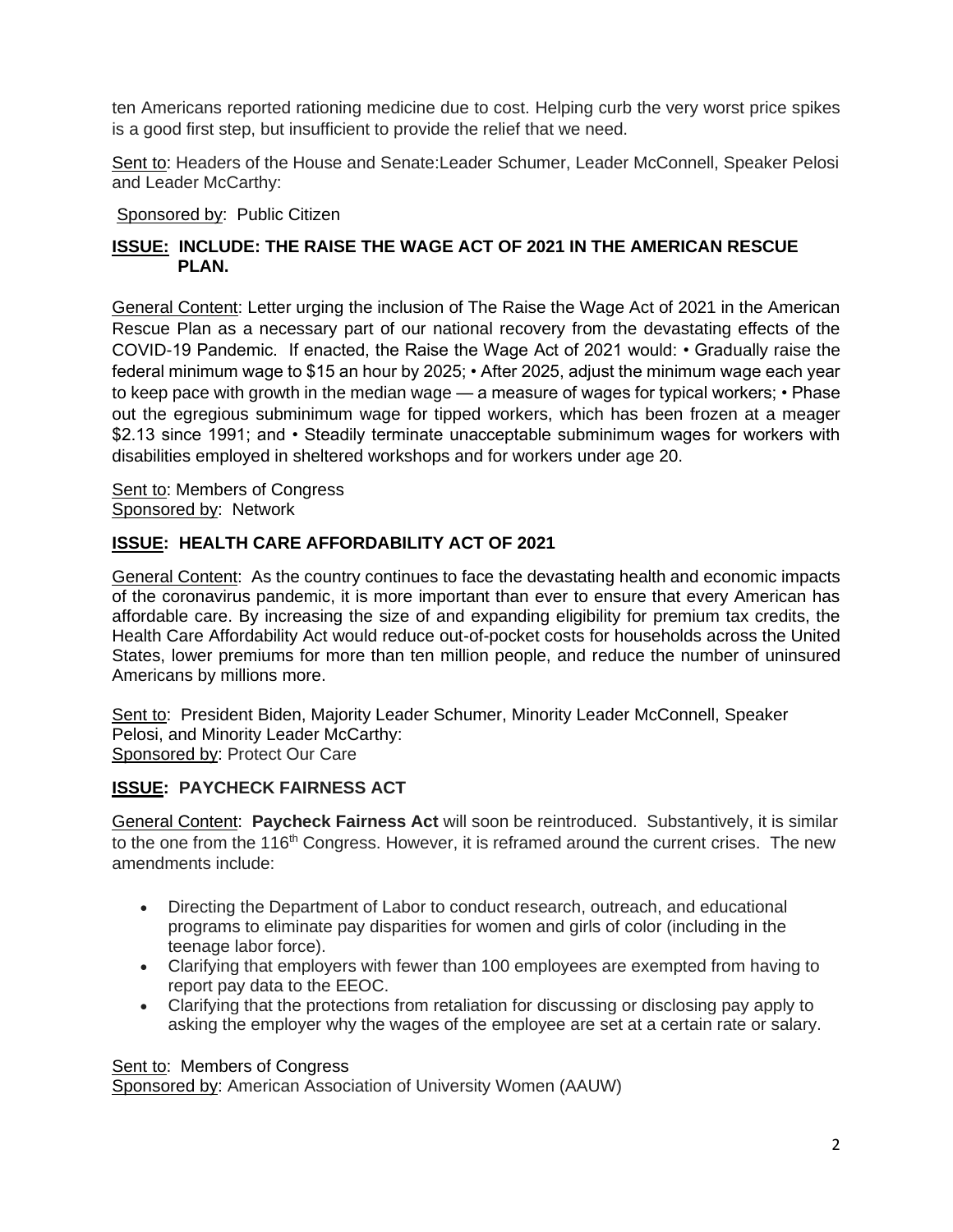ten Americans reported rationing medicine due to cost. Helping curb the very worst price spikes is a good first step, but insufficient to provide the relief that we need.

Sent to: Headers of the House and Senate:Leader Schumer, Leader McConnell, Speaker Pelosi and Leader McCarthy:

Sponsored by: Public Citizen

**ISSUE: INCLUDE: THE RAISE THE WAGE ACT OF 2021 IN THE AMERICAN RESCUE PLAN.**

General Content: Letter urging the inclusion of The Raise the Wage Act of 2021 in the American Rescue Plan as a necessary part of our national recovery from the devastating effects of the COVID-19 Pandemic. If enacted, the Raise the Wage Act of 2021 would: • Gradually raise the federal minimum wage to $15 an hour by 2025; • After 2025, adjust the minimum wage each year to keep pace with growth in the median wage — a measure of wages for typical workers; • Phase out the egregious subminimum wage for tipped workers, which has been frozen at a meager $2.13 since 1991; and • Steadily terminate unacceptable subminimum wages for workers with disabilities employed in sheltered workshops and for workers under age 20.

Sent to: Members of Congress
Sponsored by: Network

**ISSUE: HEALTH CARE AFFORDABILITY ACT OF 2021**

General Content: As the country continues to face the devastating health and economic impacts of the coronavirus pandemic, it is more important than ever to ensure that every American has affordable care. By increasing the size of and expanding eligibility for premium tax credits, the Health Care Affordability Act would reduce out-of-pocket costs for households across the United States, lower premiums for more than ten million people, and reduce the number of uninsured Americans by millions more.

Sent to: President Biden, Majority Leader Schumer, Minority Leader McConnell, Speaker Pelosi, and Minority Leader McCarthy:
Sponsored by: Protect Our Care

**ISSUE: PAYCHECK FAIRNESS ACT**

General Content: **Paycheck Fairness Act** will soon be reintroduced. Substantively, it is similar to the one from the 116th Congress. However, it is reframed around the current crises. The new amendments include:

- Directing the Department of Labor to conduct research, outreach, and educational programs to eliminate pay disparities for women and girls of color (including in the teenage labor force).
- Clarifying that employers with fewer than 100 employees are exempted from having to report pay data to the EEOC.
- Clarifying that the protections from retaliation for discussing or disclosing pay apply to asking the employer why the wages of the employee are set at a certain rate or salary.

Sent to: Members of Congress
Sponsored by: American Association of University Women (AAUW)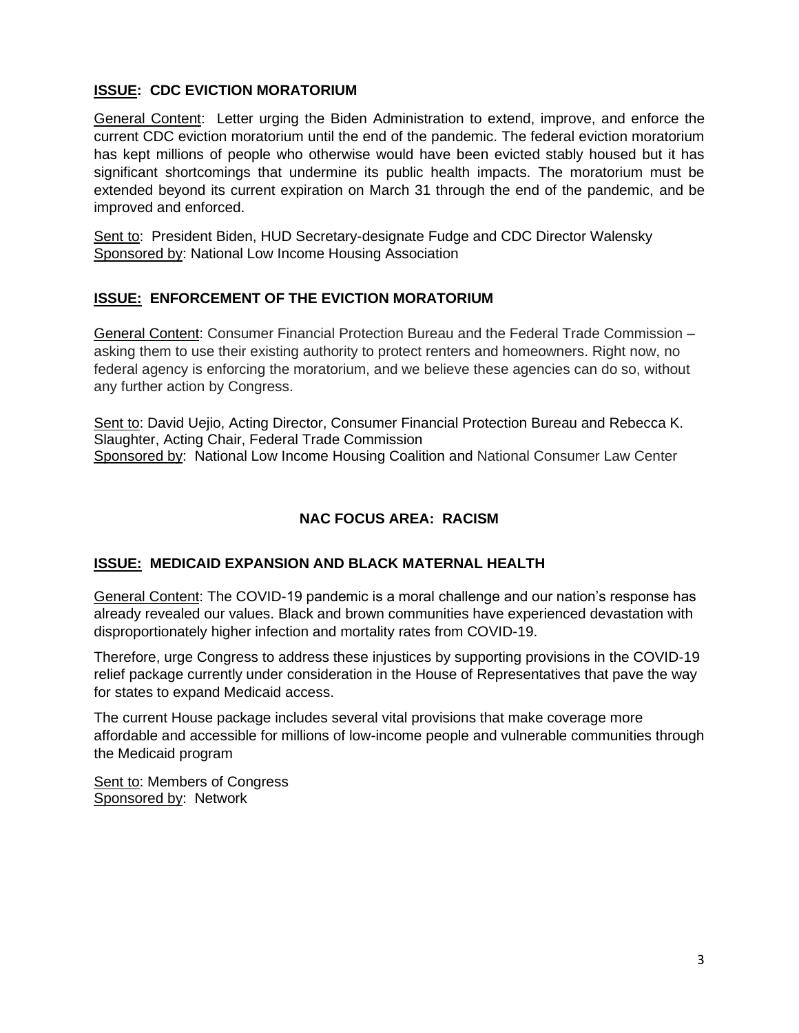**ISSUE: CDC EVICTION MORATORIUM**

General Content: Letter urging the Biden Administration to extend, improve, and enforce the current CDC eviction moratorium until the end of the pandemic. The federal eviction moratorium has kept millions of people who otherwise would have been evicted stably housed but it has significant shortcomings that undermine its public health impacts. The moratorium must be extended beyond its current expiration on March 31 through the end of the pandemic, and be improved and enforced.

Sent to: President Biden, HUD Secretary-designate Fudge and CDC Director Walensky
Sponsored by: National Low Income Housing Association

**ISSUE: ENFORCEMENT OF THE EVICTION MORATORIUM**

General Content: Consumer Financial Protection Bureau and the Federal Trade Commission – asking them to use their existing authority to protect renters and homeowners. Right now, no federal agency is enforcing the moratorium, and we believe these agencies can do so, without any further action by Congress.

Sent to: David Uejio, Acting Director, Consumer Financial Protection Bureau and Rebecca K. Slaughter, Acting Chair, Federal Trade Commission
Sponsored by: National Low Income Housing Coalition and National Consumer Law Center

## NAC FOCUS AREA: RACISM

**ISSUE: MEDICAID EXPANSION AND BLACK MATERNAL HEALTH**

General Content: The COVID-19 pandemic is a moral challenge and our nation's response has already revealed our values. Black and brown communities have experienced devastation with disproportionately higher infection and mortality rates from COVID-19.

Therefore, urge Congress to address these injustices by supporting provisions in the COVID-19 relief package currently under consideration in the House of Representatives that pave the way for states to expand Medicaid access.

The current House package includes several vital provisions that make coverage more affordable and accessible for millions of low-income people and vulnerable communities through the Medicaid program

Sent to: Members of Congress
Sponsored by: Network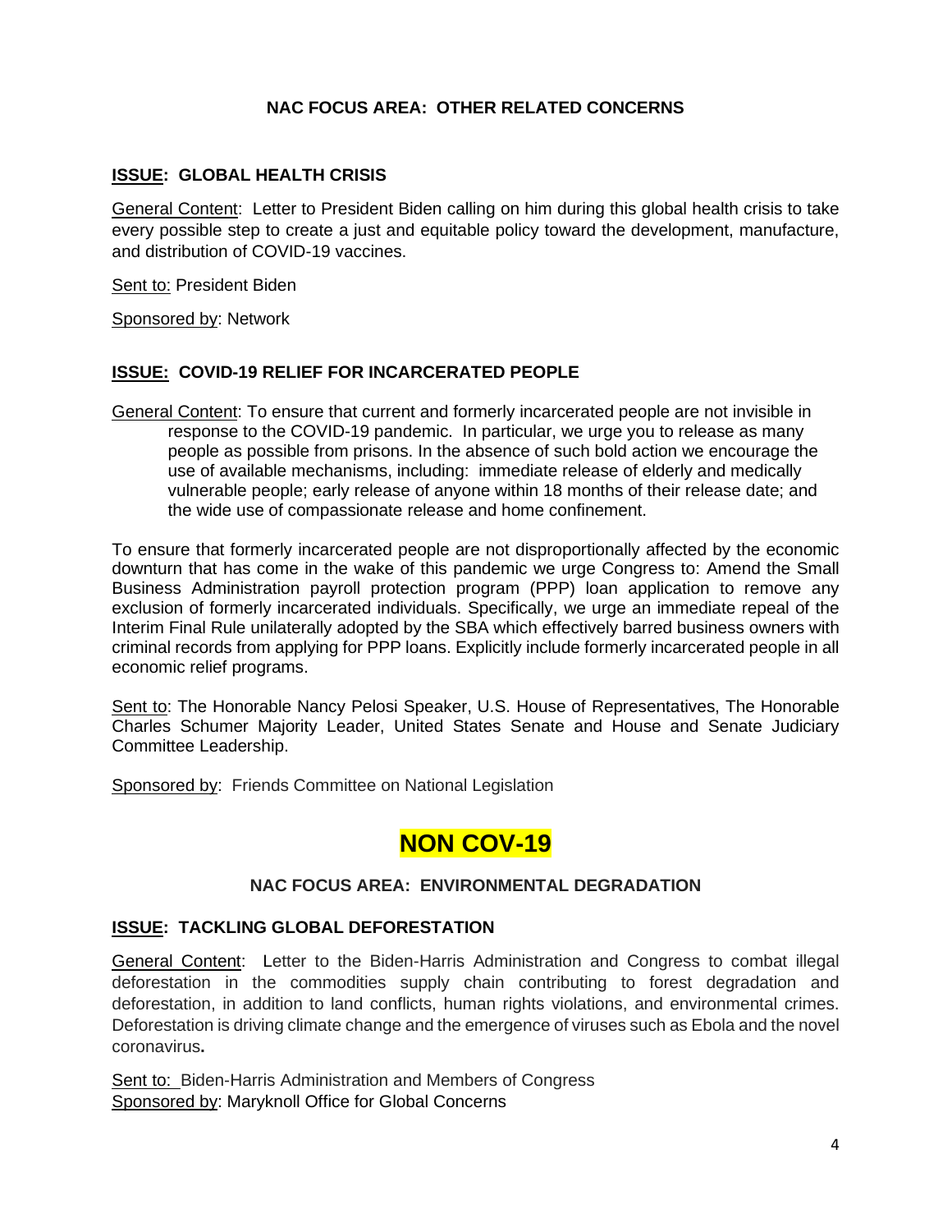### NAC FOCUS AREA: OTHER RELATED CONCERNS

**ISSUE: GLOBAL HEALTH CRISIS**

General Content: Letter to President Biden calling on him during this global health crisis to take every possible step to create a just and equitable policy toward the development, manufacture, and distribution of COVID-19 vaccines.

Sent to: President Biden

Sponsored by: Network

**ISSUE: COVID-19 RELIEF FOR INCARCERATED PEOPLE**

General Content: To ensure that current and formerly incarcerated people are not invisible in response to the COVID-19 pandemic. In particular, we urge you to release as many people as possible from prisons. In the absence of such bold action we encourage the use of available mechanisms, including: immediate release of elderly and medically vulnerable people; early release of anyone within 18 months of their release date; and the wide use of compassionate release and home confinement.

To ensure that formerly incarcerated people are not disproportionally affected by the economic downturn that has come in the wake of this pandemic we urge Congress to: Amend the Small Business Administration payroll protection program (PPP) loan application to remove any exclusion of formerly incarcerated individuals. Specifically, we urge an immediate repeal of the Interim Final Rule unilaterally adopted by the SBA which effectively barred business owners with criminal records from applying for PPP loans. Explicitly include formerly incarcerated people in all economic relief programs.

Sent to: The Honorable Nancy Pelosi Speaker, U.S. House of Representatives, The Honorable Charles Schumer Majority Leader, United States Senate and House and Senate Judiciary Committee Leadership.

Sponsored by: Friends Committee on National Legislation

## NON COV-19

### NAC FOCUS AREA: ENVIRONMENTAL DEGRADATION

**ISSUE: TACKLING GLOBAL DEFORESTATION**

General Content: Letter to the Biden-Harris Administration and Congress to combat illegal deforestation in the commodities supply chain contributing to forest degradation and deforestation, in addition to land conflicts, human rights violations, and environmental crimes. Deforestation is driving climate change and the emergence of viruses such as Ebola and the novel coronavirus**.**

Sent to: Biden-Harris Administration and Members of Congress
Sponsored by: Maryknoll Office for Global Concerns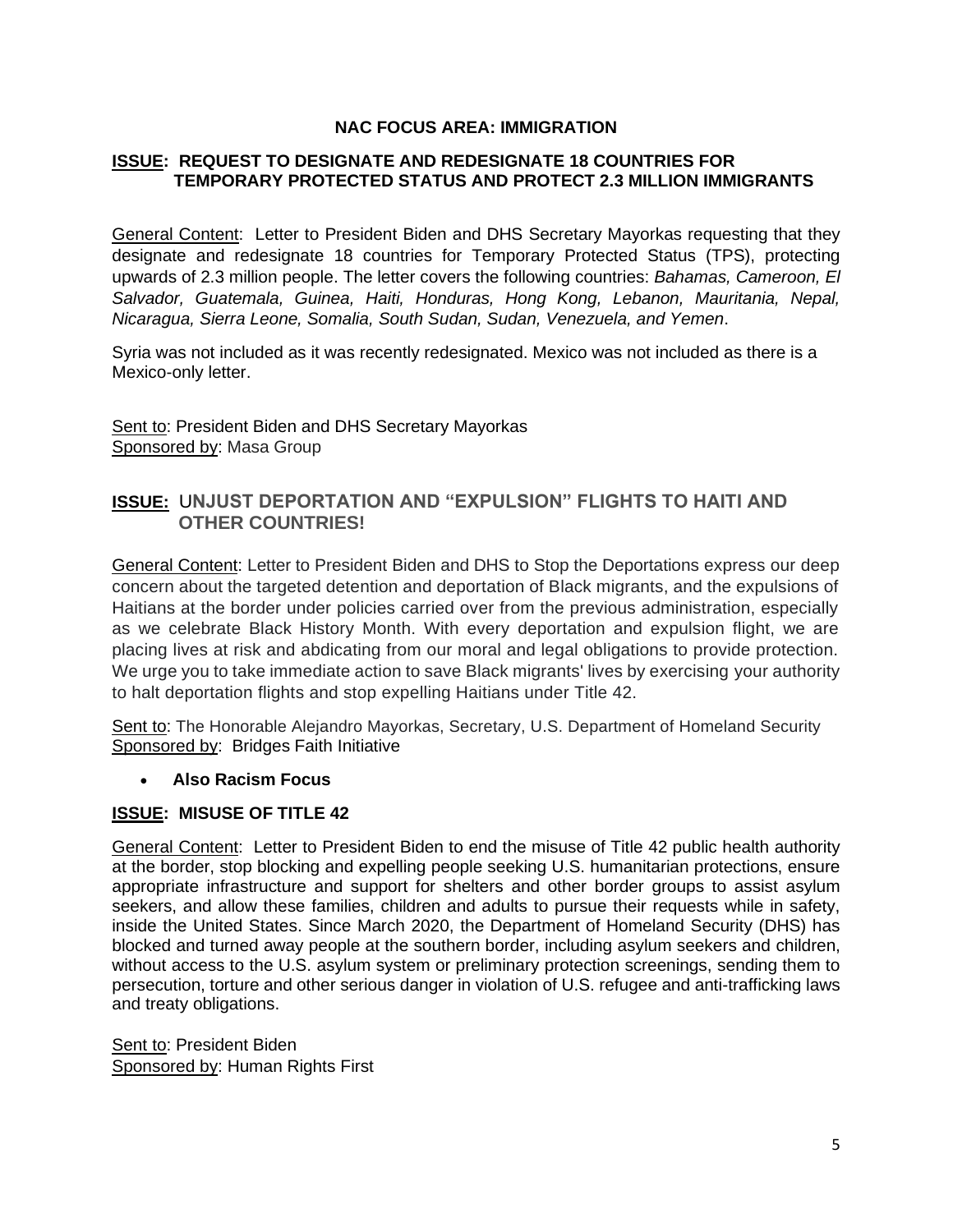## NAC FOCUS AREA: IMMIGRATION

**ISSUE: REQUEST TO DESIGNATE AND REDESIGNATE 18 COUNTRIES FOR TEMPORARY PROTECTED STATUS AND PROTECT 2.3 MILLION IMMIGRANTS**

General Content: Letter to President Biden and DHS Secretary Mayorkas requesting that they designate and redesignate 18 countries for Temporary Protected Status (TPS), protecting upwards of 2.3 million people. The letter covers the following countries: *Bahamas, Cameroon, El Salvador, Guatemala, Guinea, Haiti, Honduras, Hong Kong, Lebanon, Mauritania, Nepal, Nicaragua, Sierra Leone, Somalia, South Sudan, Sudan, Venezuela, and Yemen*.

Syria was not included as it was recently redesignated. Mexico was not included as there is a Mexico-only letter.

Sent to: President Biden and DHS Secretary Mayorkas
Sponsored by: Masa Group

**ISSUE: UNJUST DEPORTATION AND "EXPULSION" FLIGHTS TO HAITI AND OTHER COUNTRIES!**

General Content: Letter to President Biden and DHS to Stop the Deportations express our deep concern about the targeted detention and deportation of Black migrants, and the expulsions of Haitians at the border under policies carried over from the previous administration, especially as we celebrate Black History Month. With every deportation and expulsion flight, we are placing lives at risk and abdicating from our moral and legal obligations to provide protection. We urge you to take immediate action to save Black migrants' lives by exercising your authority to halt deportation flights and stop expelling Haitians under Title 42.

Sent to: The Honorable Alejandro Mayorkas, Secretary, U.S. Department of Homeland Security
Sponsored by: Bridges Faith Initiative

- **Also Racism Focus**

**ISSUE: MISUSE OF TITLE 42**

General Content: Letter to President Biden to end the misuse of Title 42 public health authority at the border, stop blocking and expelling people seeking U.S. humanitarian protections, ensure appropriate infrastructure and support for shelters and other border groups to assist asylum seekers, and allow these families, children and adults to pursue their requests while in safety, inside the United States. Since March 2020, the Department of Homeland Security (DHS) has blocked and turned away people at the southern border, including asylum seekers and children, without access to the U.S. asylum system or preliminary protection screenings, sending them to persecution, torture and other serious danger in violation of U.S. refugee and anti-trafficking laws and treaty obligations.

Sent to: President Biden
Sponsored by: Human Rights First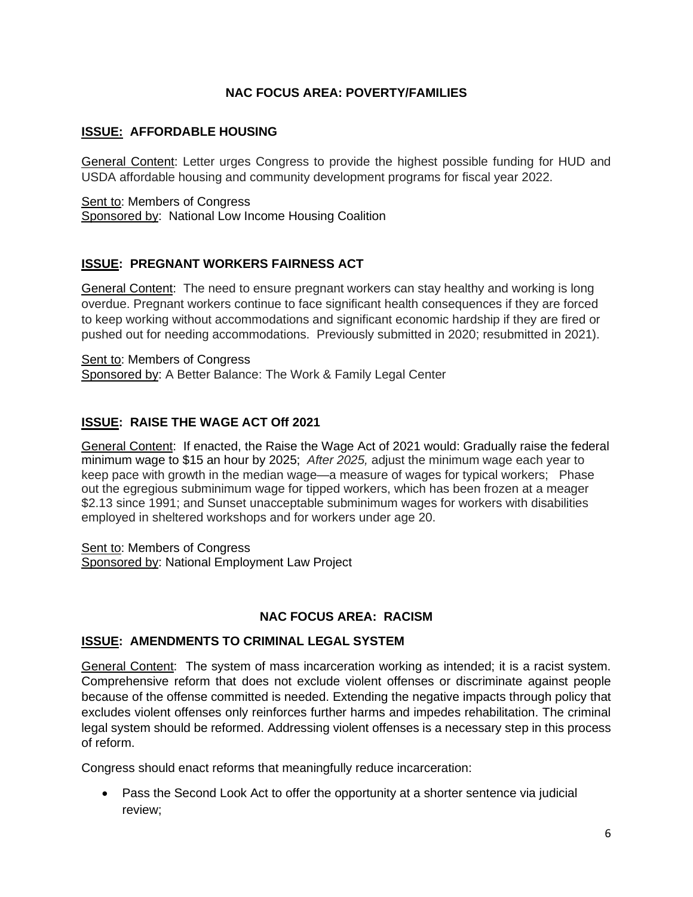## NAC FOCUS AREA: POVERTY/FAMILIES

### ISSUE: AFFORDABLE HOUSING

General Content: Letter urges Congress to provide the highest possible funding for HUD and USDA affordable housing and community development programs for fiscal year 2022.

Sent to: Members of Congress
Sponsored by: National Low Income Housing Coalition

### ISSUE: PREGNANT WORKERS FAIRNESS ACT

General Content: The need to ensure pregnant workers can stay healthy and working is long overdue. Pregnant workers continue to face significant health consequences if they are forced to keep working without accommodations and significant economic hardship if they are fired or pushed out for needing accommodations. Previously submitted in 2020; resubmitted in 2021).

Sent to: Members of Congress
Sponsored by: A Better Balance: The Work & Family Legal Center

### ISSUE: RAISE THE WAGE ACT Off 2021

General Content: If enacted, the Raise the Wage Act of 2021 would: Gradually raise the federal minimum wage to $15 an hour by 2025; *After 2025,* adjust the minimum wage each year to keep pace with growth in the median wage—a measure of wages for typical workers; Phase out the egregious subminimum wage for tipped workers, which has been frozen at a meager $2.13 since 1991; and Sunset unacceptable subminimum wages for workers with disabilities employed in sheltered workshops and for workers under age 20.

Sent to: Members of Congress
Sponsored by: National Employment Law Project

## NAC FOCUS AREA: RACISM

### ISSUE: AMENDMENTS TO CRIMINAL LEGAL SYSTEM

General Content: The system of mass incarceration working as intended; it is a racist system. Comprehensive reform that does not exclude violent offenses or discriminate against people because of the offense committed is needed. Extending the negative impacts through policy that excludes violent offenses only reinforces further harms and impedes rehabilitation. The criminal legal system should be reformed. Addressing violent offenses is a necessary step in this process of reform.

Congress should enact reforms that meaningfully reduce incarceration:

- Pass the Second Look Act to offer the opportunity at a shorter sentence via judicial review;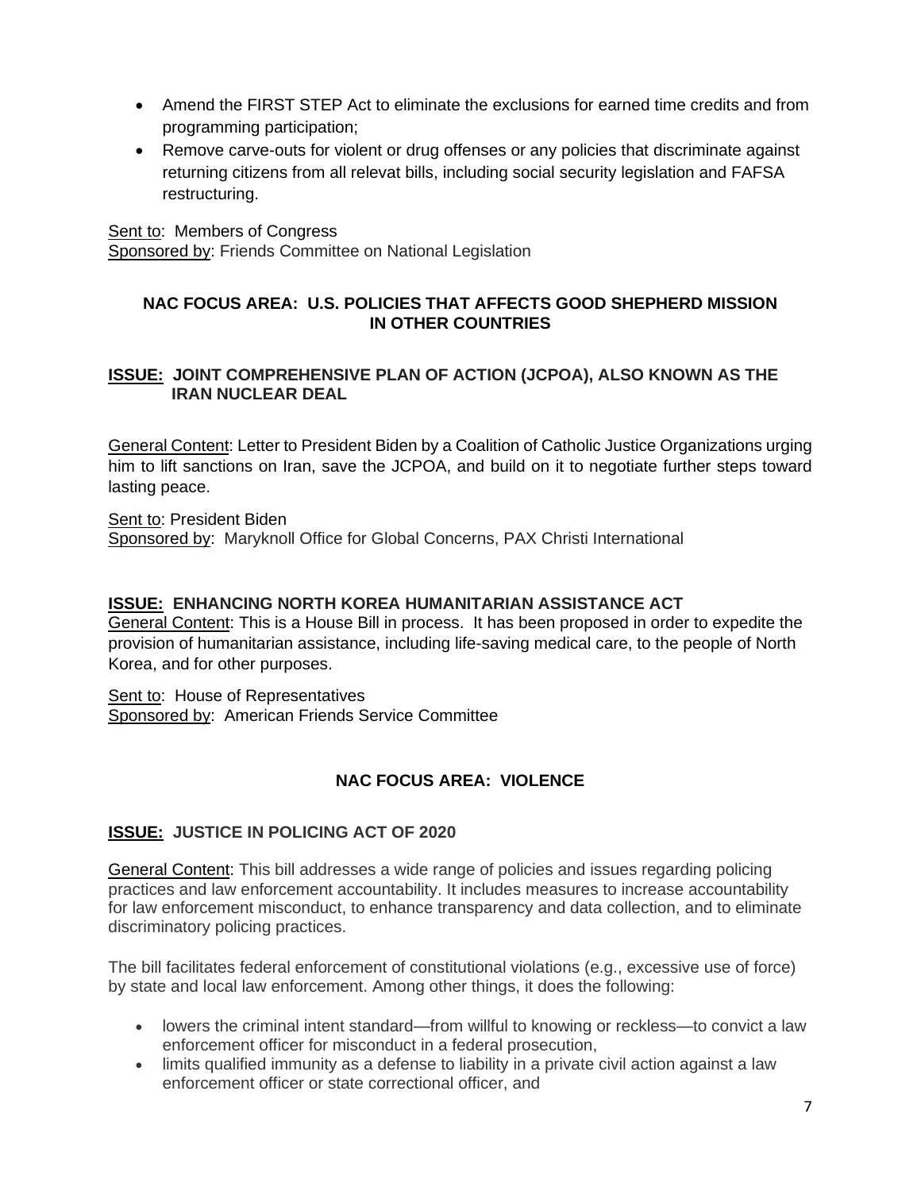- Amend the FIRST STEP Act to eliminate the exclusions for earned time credits and from programming participation;
- Remove carve-outs for violent or drug offenses or any policies that discriminate against returning citizens from all relevat bills, including social security legislation and FAFSA restructuring.

Sent to: Members of Congress
Sponsored by: Friends Committee on National Legislation

### NAC FOCUS AREA: U.S. POLICIES THAT AFFECTS GOOD SHEPHERD MISSION IN OTHER COUNTRIES

#### ISSUE: JOINT COMPREHENSIVE PLAN OF ACTION (JCPOA), ALSO KNOWN AS THE IRAN NUCLEAR DEAL

General Content: Letter to President Biden by a Coalition of Catholic Justice Organizations urging him to lift sanctions on Iran, save the JCPOA, and build on it to negotiate further steps toward lasting peace.

Sent to: President Biden
Sponsored by: Maryknoll Office for Global Concerns, PAX Christi International

#### ISSUE: ENHANCING NORTH KOREA HUMANITARIAN ASSISTANCE ACT

General Content: This is a House Bill in process. It has been proposed in order to expedite the provision of humanitarian assistance, including life-saving medical care, to the people of North Korea, and for other purposes.

Sent to: House of Representatives
Sponsored by: American Friends Service Committee

### NAC FOCUS AREA: VIOLENCE

#### ISSUE: JUSTICE IN POLICING ACT OF 2020

General Content: This bill addresses a wide range of policies and issues regarding policing practices and law enforcement accountability. It includes measures to increase accountability for law enforcement misconduct, to enhance transparency and data collection, and to eliminate discriminatory policing practices.

The bill facilitates federal enforcement of constitutional violations (e.g., excessive use of force) by state and local law enforcement. Among other things, it does the following:

- lowers the criminal intent standard—from willful to knowing or reckless—to convict a law enforcement officer for misconduct in a federal prosecution,
- limits qualified immunity as a defense to liability in a private civil action against a law enforcement officer or state correctional officer, and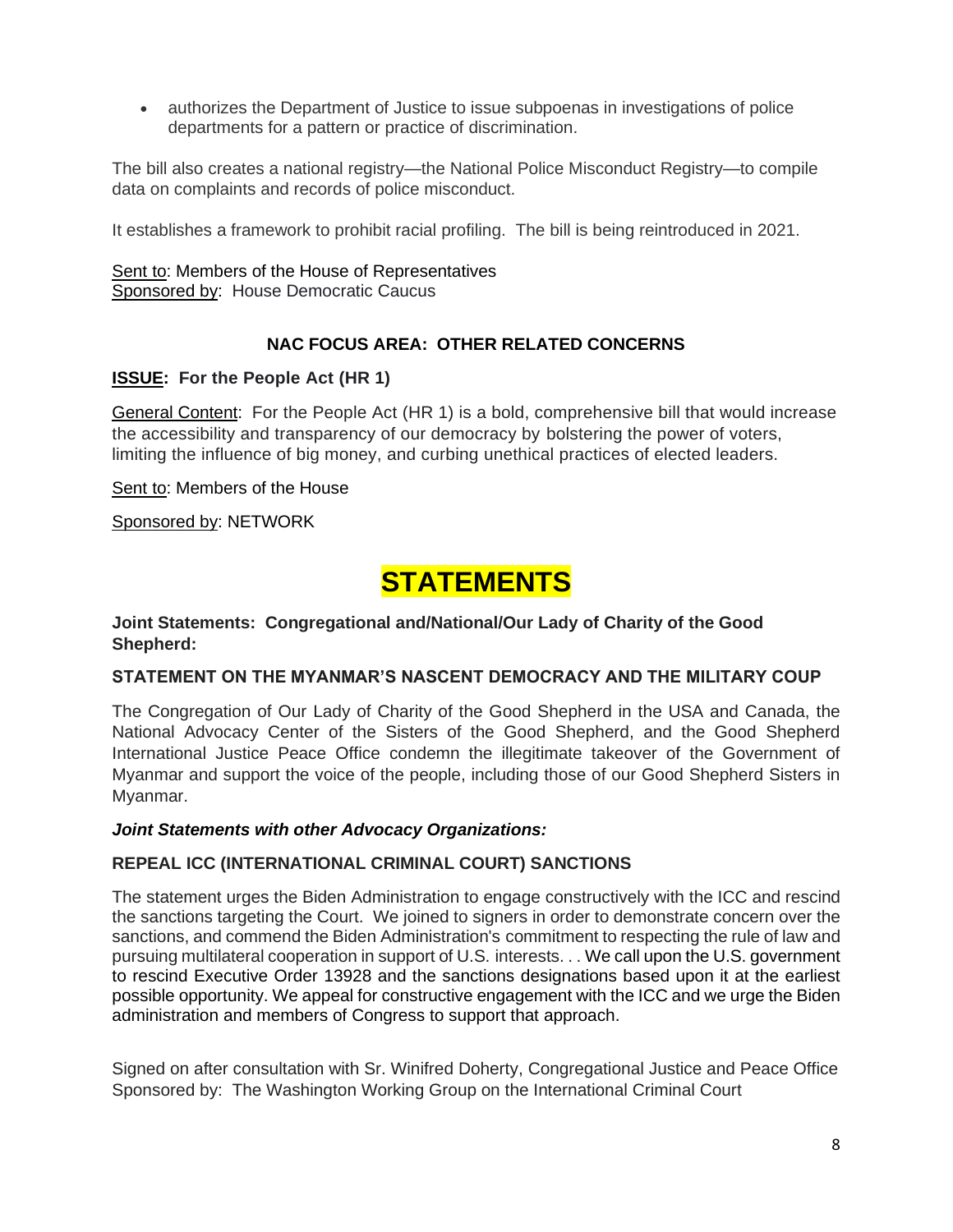- authorizes the Department of Justice to issue subpoenas in investigations of police departments for a pattern or practice of discrimination.

The bill also creates a national registry—the National Police Misconduct Registry—to compile data on complaints and records of police misconduct.

It establishes a framework to prohibit racial profiling. The bill is being reintroduced in 2021.

Sent to: Members of the House of Representatives
Sponsored by: House Democratic Caucus

### NAC FOCUS AREA: OTHER RELATED CONCERNS

**ISSUE: For the People Act (HR 1)**

General Content: For the People Act (HR 1) is a bold, comprehensive bill that would increase the accessibility and transparency of our democracy by bolstering the power of voters, limiting the influence of big money, and curbing unethical practices of elected leaders.

Sent to: Members of the House

Sponsored by: NETWORK

# STATEMENTS

**Joint Statements: Congregational and/National/Our Lady of Charity of the Good Shepherd:**

### STATEMENT ON THE MYANMAR'S NASCENT DEMOCRACY AND THE MILITARY COUP

The Congregation of Our Lady of Charity of the Good Shepherd in the USA and Canada, the National Advocacy Center of the Sisters of the Good Shepherd, and the Good Shepherd International Justice Peace Office condemn the illegitimate takeover of the Government of Myanmar and support the voice of the people, including those of our Good Shepherd Sisters in Myanmar.

***Joint Statements with other Advocacy Organizations:***

### REPEAL ICC (INTERNATIONAL CRIMINAL COURT) SANCTIONS

The statement urges the Biden Administration to engage constructively with the ICC and rescind the sanctions targeting the Court. We joined to signers in order to demonstrate concern over the sanctions, and commend the Biden Administration's commitment to respecting the rule of law and pursuing multilateral cooperation in support of U.S. interests. . . We call upon the U.S. government to rescind Executive Order 13928 and the sanctions designations based upon it at the earliest possible opportunity. We appeal for constructive engagement with the ICC and we urge the Biden administration and members of Congress to support that approach.

Signed on after consultation with Sr. Winifred Doherty, Congregational Justice and Peace Office
Sponsored by: The Washington Working Group on the International Criminal Court